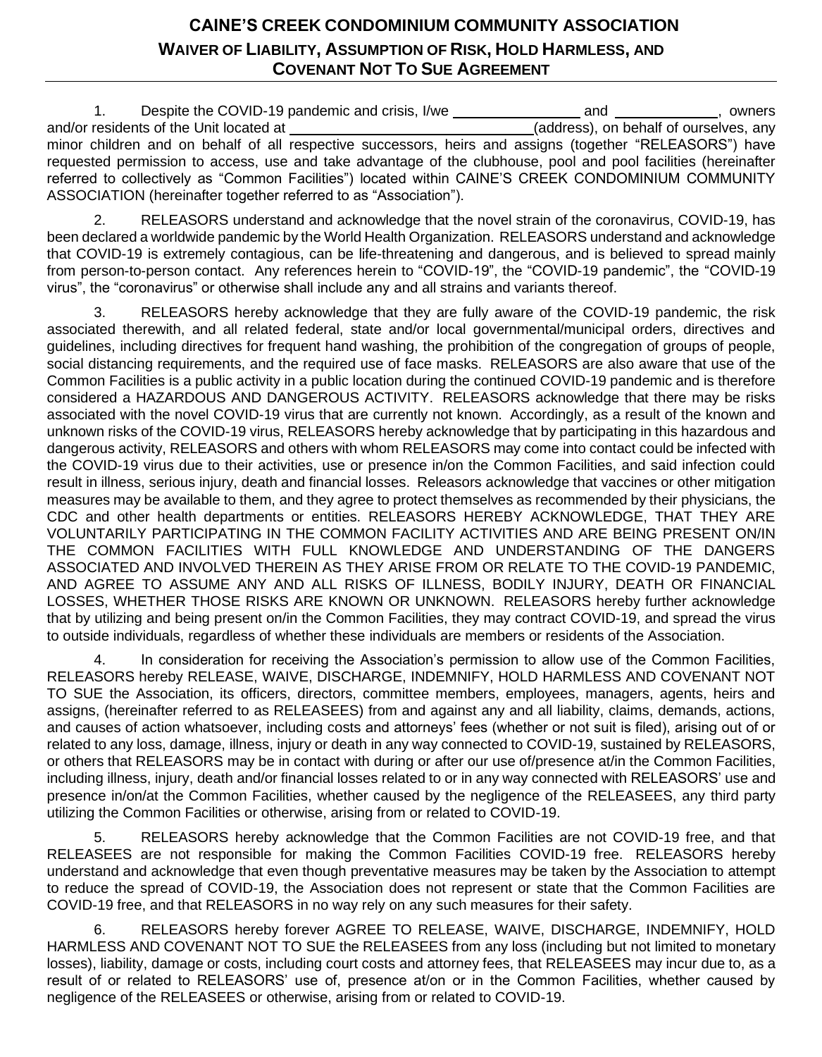# CAINE'S CREEK CONDOMINIUM COMMUNITY ASSOCIATION

## WAIVER OF LIABILITY, ASSUMPTION OF RISK, HOLD HARMLESS, AND COVENANT NOT TO SUE AGREEMENT

1. Despite the COVID-19 pandemic and crisis, I/we ________________ and _____________, owners and/or residents of the Unit located at _______________________________(address), on behalf of ourselves, any minor children and on behalf of all respective successors, heirs and assigns (together "RELEASORS") have requested permission to access, use and take advantage of the clubhouse, pool and pool facilities (hereinafter referred to collectively as "Common Facilities") located within CAINE'S CREEK CONDOMINIUM COMMUNITY ASSOCIATION (hereinafter together referred to as "Association").

2. RELEASORS understand and acknowledge that the novel strain of the coronavirus, COVID-19, has been declared a worldwide pandemic by the World Health Organization. RELEASORS understand and acknowledge that COVID-19 is extremely contagious, can be life-threatening and dangerous, and is believed to spread mainly from person-to-person contact. Any references herein to "COVID-19", the "COVID-19 pandemic", the "COVID-19 virus", the "coronavirus" or otherwise shall include any and all strains and variants thereof.

3. RELEASORS hereby acknowledge that they are fully aware of the COVID-19 pandemic, the risk associated therewith, and all related federal, state and/or local governmental/municipal orders, directives and guidelines, including directives for frequent hand washing, the prohibition of the congregation of groups of people, social distancing requirements, and the required use of face masks. RELEASORS are also aware that use of the Common Facilities is a public activity in a public location during the continued COVID-19 pandemic and is therefore considered a HAZARDOUS AND DANGEROUS ACTIVITY. RELEASORS acknowledge that there may be risks associated with the novel COVID-19 virus that are currently not known. Accordingly, as a result of the known and unknown risks of the COVID-19 virus, RELEASORS hereby acknowledge that by participating in this hazardous and dangerous activity, RELEASORS and others with whom RELEASORS may come into contact could be infected with the COVID-19 virus due to their activities, use or presence in/on the Common Facilities, and said infection could result in illness, serious injury, death and financial losses. Releasors acknowledge that vaccines or other mitigation measures may be available to them, and they agree to protect themselves as recommended by their physicians, the CDC and other health departments or entities. RELEASORS HEREBY ACKNOWLEDGE, THAT THEY ARE VOLUNTARILY PARTICIPATING IN THE COMMON FACILITY ACTIVITIES AND ARE BEING PRESENT ON/IN THE COMMON FACILITIES WITH FULL KNOWLEDGE AND UNDERSTANDING OF THE DANGERS ASSOCIATED AND INVOLVED THEREIN AS THEY ARISE FROM OR RELATE TO THE COVID-19 PANDEMIC, AND AGREE TO ASSUME ANY AND ALL RISKS OF ILLNESS, BODILY INJURY, DEATH OR FINANCIAL LOSSES, WHETHER THOSE RISKS ARE KNOWN OR UNKNOWN. RELEASORS hereby further acknowledge that by utilizing and being present on/in the Common Facilities, they may contract COVID-19, and spread the virus to outside individuals, regardless of whether these individuals are members or residents of the Association.

4. In consideration for receiving the Association's permission to allow use of the Common Facilities, RELEASORS hereby RELEASE, WAIVE, DISCHARGE, INDEMNIFY, HOLD HARMLESS AND COVENANT NOT TO SUE the Association, its officers, directors, committee members, employees, managers, agents, heirs and assigns, (hereinafter referred to as RELEASEES) from and against any and all liability, claims, demands, actions, and causes of action whatsoever, including costs and attorneys' fees (whether or not suit is filed), arising out of or related to any loss, damage, illness, injury or death in any way connected to COVID-19, sustained by RELEASORS, or others that RELEASORS may be in contact with during or after our use of/presence at/in the Common Facilities, including illness, injury, death and/or financial losses related to or in any way connected with RELEASORS' use and presence in/on/at the Common Facilities, whether caused by the negligence of the RELEASEES, any third party utilizing the Common Facilities or otherwise, arising from or related to COVID-19.

5. RELEASORS hereby acknowledge that the Common Facilities are not COVID-19 free, and that RELEASEES are not responsible for making the Common Facilities COVID-19 free. RELEASORS hereby understand and acknowledge that even though preventative measures may be taken by the Association to attempt to reduce the spread of COVID-19, the Association does not represent or state that the Common Facilities are COVID-19 free, and that RELEASORS in no way rely on any such measures for their safety.

6. RELEASORS hereby forever AGREE TO RELEASE, WAIVE, DISCHARGE, INDEMNIFY, HOLD HARMLESS AND COVENANT NOT TO SUE the RELEASEES from any loss (including but not limited to monetary losses), liability, damage or costs, including court costs and attorney fees, that RELEASEES may incur due to, as a result of or related to RELEASORS' use of, presence at/on or in the Common Facilities, whether caused by negligence of the RELEASEES or otherwise, arising from or related to COVID-19.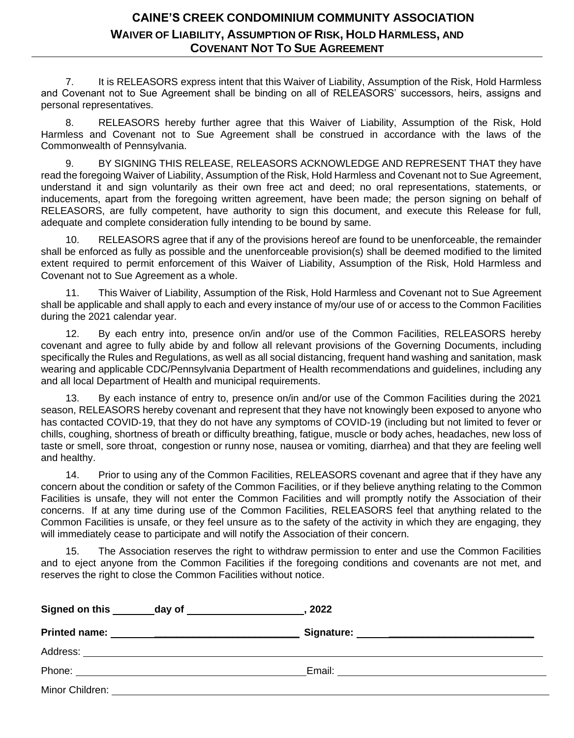# CAINE'S CREEK CONDOMINIUM COMMUNITY ASSOCIATION

## WAIVER OF LIABILITY, ASSUMPTION OF RISK, HOLD HARMLESS, AND COVENANT NOT TO SUE AGREEMENT

7. It is RELEASORS express intent that this Waiver of Liability, Assumption of the Risk, Hold Harmless and Covenant not to Sue Agreement shall be binding on all of RELEASORS' successors, heirs, assigns and personal representatives.

8. RELEASORS hereby further agree that this Waiver of Liability, Assumption of the Risk, Hold Harmless and Covenant not to Sue Agreement shall be construed in accordance with the laws of the Commonwealth of Pennsylvania.

9. BY SIGNING THIS RELEASE, RELEASORS ACKNOWLEDGE AND REPRESENT THAT they have read the foregoing Waiver of Liability, Assumption of the Risk, Hold Harmless and Covenant not to Sue Agreement, understand it and sign voluntarily as their own free act and deed; no oral representations, statements, or inducements, apart from the foregoing written agreement, have been made; the person signing on behalf of RELEASORS, are fully competent, have authority to sign this document, and execute this Release for full, adequate and complete consideration fully intending to be bound by same.

10. RELEASORS agree that if any of the provisions hereof are found to be unenforceable, the remainder shall be enforced as fully as possible and the unenforceable provision(s) shall be deemed modified to the limited extent required to permit enforcement of this Waiver of Liability, Assumption of the Risk, Hold Harmless and Covenant not to Sue Agreement as a whole.

11. This Waiver of Liability, Assumption of the Risk, Hold Harmless and Covenant not to Sue Agreement shall be applicable and shall apply to each and every instance of my/our use of or access to the Common Facilities during the 2021 calendar year.

12. By each entry into, presence on/in and/or use of the Common Facilities, RELEASORS hereby covenant and agree to fully abide by and follow all relevant provisions of the Governing Documents, including specifically the Rules and Regulations, as well as all social distancing, frequent hand washing and sanitation, mask wearing and applicable CDC/Pennsylvania Department of Health recommendations and guidelines, including any and all local Department of Health and municipal requirements.

13. By each instance of entry to, presence on/in and/or use of the Common Facilities during the 2021 season, RELEASORS hereby covenant and represent that they have not knowingly been exposed to anyone who has contacted COVID-19, that they do not have any symptoms of COVID-19 (including but not limited to fever or chills, coughing, shortness of breath or difficulty breathing, fatigue, muscle or body aches, headaches, new loss of taste or smell, sore throat, congestion or runny nose, nausea or vomiting, diarrhea) and that they are feeling well and healthy.

14. Prior to using any of the Common Facilities, RELEASORS covenant and agree that if they have any concern about the condition or safety of the Common Facilities, or if they believe anything relating to the Common Facilities is unsafe, they will not enter the Common Facilities and will promptly notify the Association of their concerns. If at any time during use of the Common Facilities, RELEASORS feel that anything related to the Common Facilities is unsafe, or they feel unsure as to the safety of the activity in which they are engaging, they will immediately cease to participate and will notify the Association of their concern.

15. The Association reserves the right to withdraw permission to enter and use the Common Facilities and to eject anyone from the Common Facilities if the foregoing conditions and covenants are not met, and reserves the right to close the Common Facilities without notice.

**Signed on this \_\_\_\_\_\_\_ day of \_\_\_\_\_\_\_\_\_\_\_\_\_\_\_\_\_\_\_\_, 2022**

**Printed name:** \_\_\_\_\_\_\_\_\_\_\_\_\_\_\_\_\_\_\_\_\_\_\_\_\_\_\_\_ **Signature:** \_\_\_\_\_\_\_\_\_\_\_\_\_\_\_\_\_\_\_\_\_\_\_\_\_\_\_\_

Address: \_\_\_\_\_\_\_\_\_\_\_\_\_\_\_\_\_\_\_\_\_\_\_\_\_\_\_\_\_\_\_\_\_\_\_\_\_\_\_\_\_\_\_\_\_\_\_\_\_\_\_\_\_\_\_\_

Phone: \_\_\_\_\_\_\_\_\_\_\_\_\_\_\_\_\_\_\_\_\_\_\_\_\_\_\_\_ Email: \_\_\_\_\_\_\_\_\_\_\_\_\_\_\_\_\_\_\_\_\_\_\_\_\_\_\_\_

Minor Children: \_\_\_\_\_\_\_\_\_\_\_\_\_\_\_\_\_\_\_\_\_\_\_\_\_\_\_\_\_\_\_\_\_\_\_\_\_\_\_\_\_\_\_\_\_\_\_\_\_\_\_\_